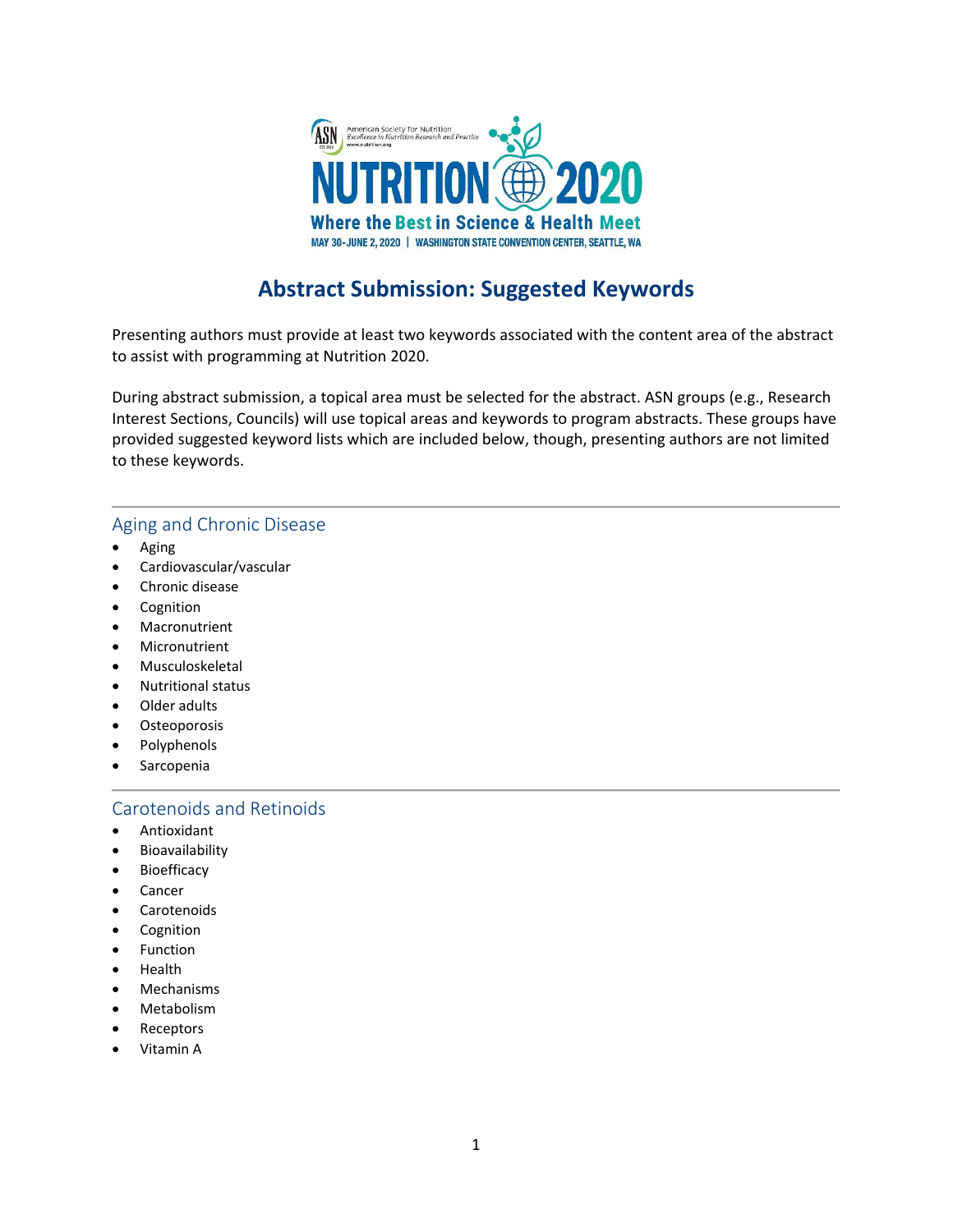American Society for Nutrition
Excellence in Nutrition Research and Practice
www.nutrition.org

NUTRITION 2020

Where the Best in Science & Health Meet

MAY 30-JUNE 2, 2020 | WASHINGTON STATE CONVENTION CENTER, SEATTLE, WA

# Abstract Submission: Suggested Keywords

Presenting authors must provide at least two keywords associated with the content area of the abstract to assist with programming at Nutrition 2020.

During abstract submission, a topical area must be selected for the abstract. ASN groups (e.g., Research Interest Sections, Councils) will use topical areas and keywords to program abstracts. These groups have provided suggested keyword lists which are included below, though, presenting authors are not limited to these keywords.

## Aging and Chronic Disease

- Aging
- Cardiovascular/vascular
- Chronic disease
- Cognition
- Macronutrient
- Micronutrient
- Musculoskeletal
- Nutritional status
- Older adults
- Osteoporosis
- Polyphenols
- Sarcopenia

## Carotenoids and Retinoids

- Antioxidant
- Bioavailability
- Bioefficacy
- Cancer
- Carotenoids
- Cognition
- Function
- Health
- Mechanisms
- Metabolism
- Receptors
- Vitamin A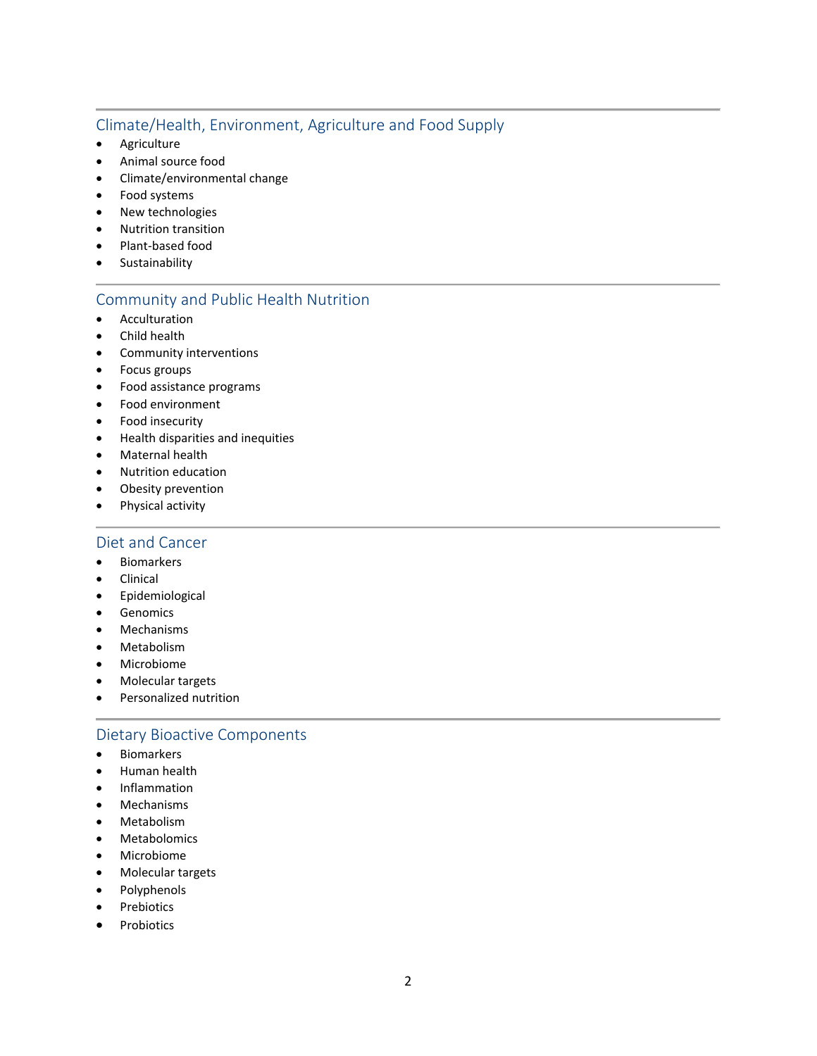## Climate/Health, Environment, Agriculture and Food Supply

- Agriculture
- Animal source food
- Climate/environmental change
- Food systems
- New technologies
- Nutrition transition
- Plant-based food
- Sustainability

## Community and Public Health Nutrition

- Acculturation
- Child health
- Community interventions
- Focus groups
- Food assistance programs
- Food environment
- Food insecurity
- Health disparities and inequities
- Maternal health
- Nutrition education
- Obesity prevention
- Physical activity

## Diet and Cancer

- Biomarkers
- Clinical
- Epidemiological
- Genomics
- Mechanisms
- Metabolism
- Microbiome
- Molecular targets
- Personalized nutrition

## Dietary Bioactive Components

- Biomarkers
- Human health
- Inflammation
- Mechanisms
- Metabolism
- Metabolomics
- Microbiome
- Molecular targets
- Polyphenols
- Prebiotics
- Probiotics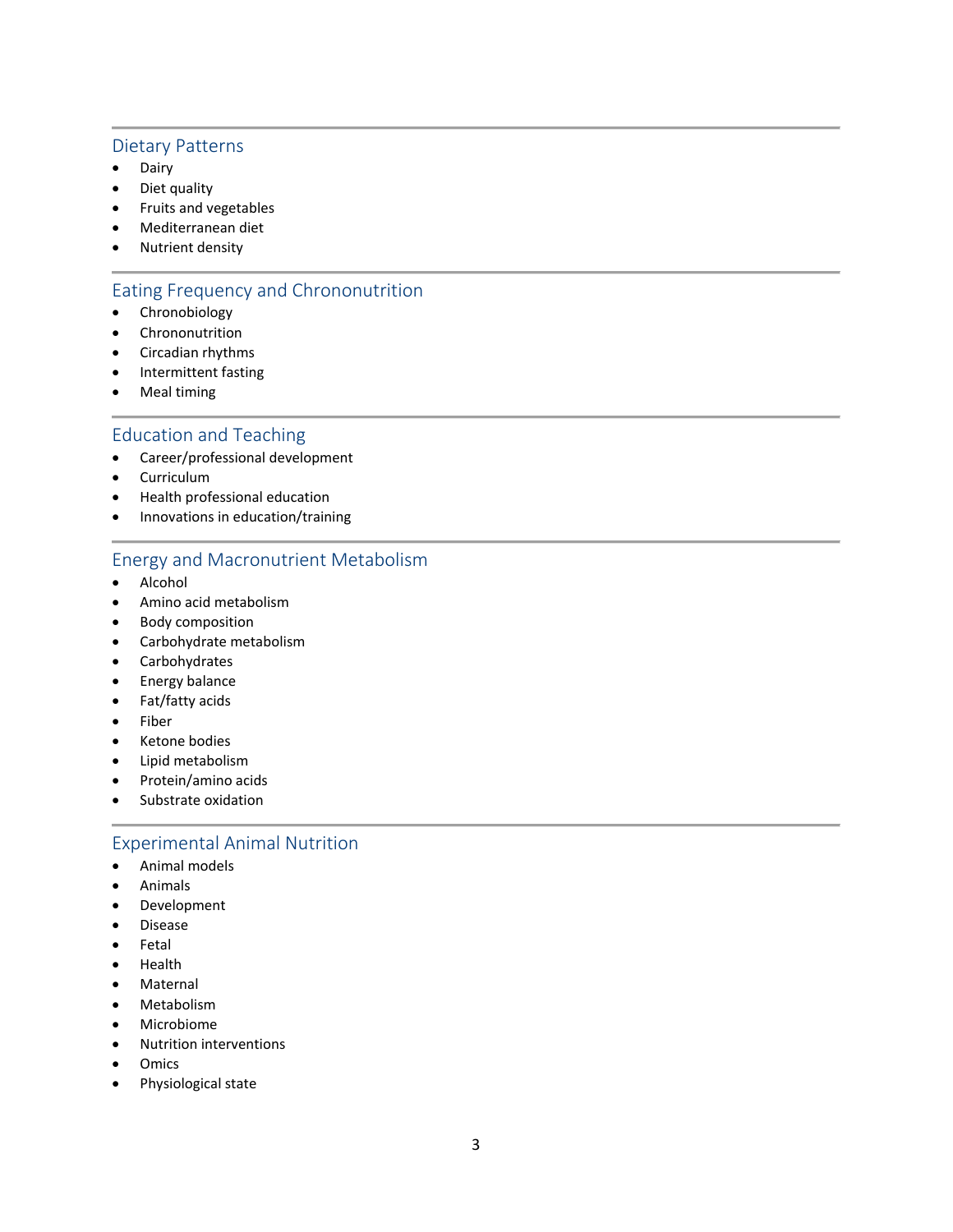## Dietary Patterns

- Dairy
- Diet quality
- Fruits and vegetables
- Mediterranean diet
- Nutrient density

## Eating Frequency and Chrononutrition

- Chronobiology
- Chrononutrition
- Circadian rhythms
- Intermittent fasting
- Meal timing

## Education and Teaching

- Career/professional development
- Curriculum
- Health professional education
- Innovations in education/training

## Energy and Macronutrient Metabolism

- Alcohol
- Amino acid metabolism
- Body composition
- Carbohydrate metabolism
- Carbohydrates
- Energy balance
- Fat/fatty acids
- Fiber
- Ketone bodies
- Lipid metabolism
- Protein/amino acids
- Substrate oxidation

## Experimental Animal Nutrition

- Animal models
- Animals
- Development
- Disease
- Fetal
- Health
- Maternal
- Metabolism
- Microbiome
- Nutrition interventions
- Omics
- Physiological state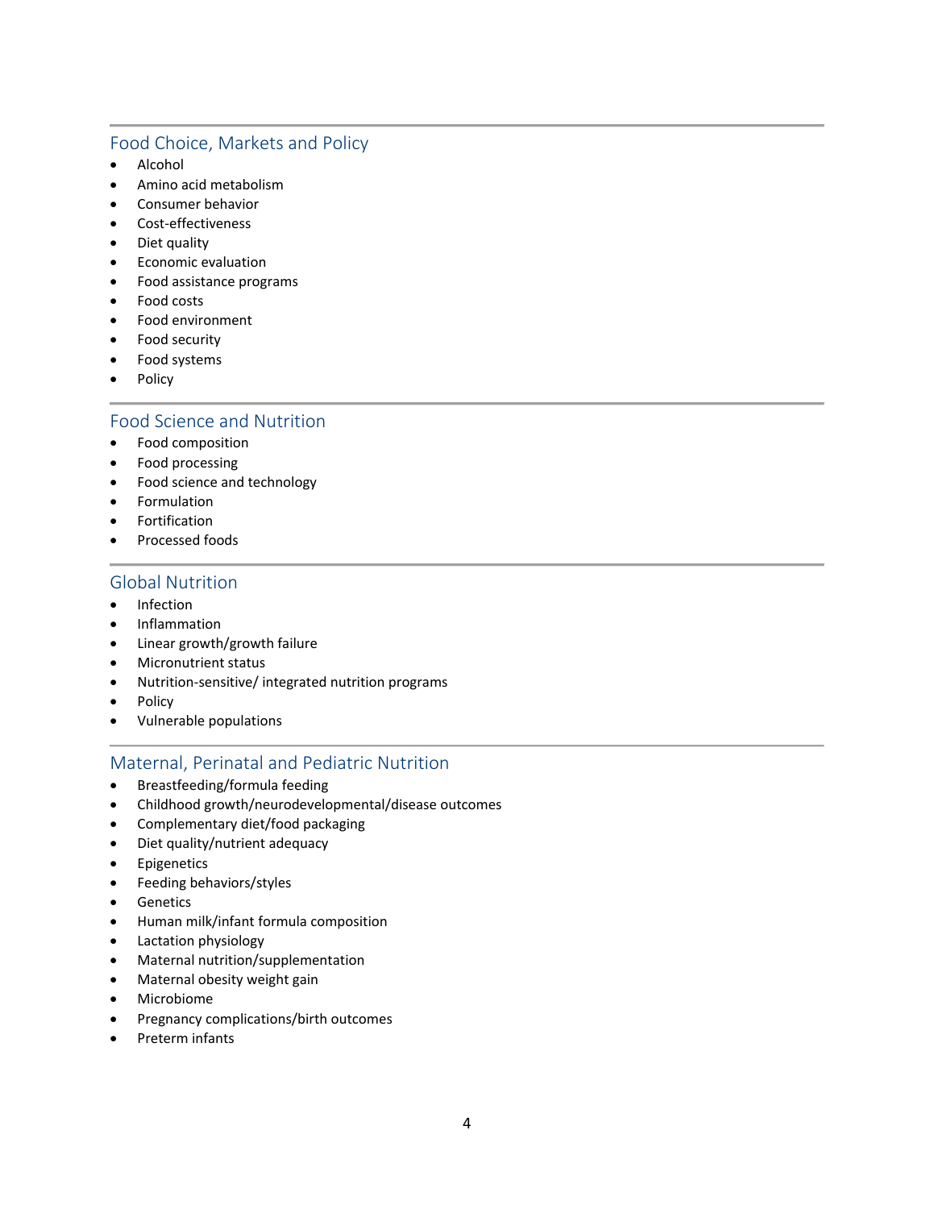## Food Choice, Markets and Policy

- Alcohol
- Amino acid metabolism
- Consumer behavior
- Cost-effectiveness
- Diet quality
- Economic evaluation
- Food assistance programs
- Food costs
- Food environment
- Food security
- Food systems
- Policy

## Food Science and Nutrition

- Food composition
- Food processing
- Food science and technology
- Formulation
- Fortification
- Processed foods

## Global Nutrition

- Infection
- Inflammation
- Linear growth/growth failure
- Micronutrient status
- Nutrition-sensitive/ integrated nutrition programs
- Policy
- Vulnerable populations

## Maternal, Perinatal and Pediatric Nutrition

- Breastfeeding/formula feeding
- Childhood growth/neurodevelopmental/disease outcomes
- Complementary diet/food packaging
- Diet quality/nutrient adequacy
- Epigenetics
- Feeding behaviors/styles
- Genetics
- Human milk/infant formula composition
- Lactation physiology
- Maternal nutrition/supplementation
- Maternal obesity weight gain
- Microbiome
- Pregnancy complications/birth outcomes
- Preterm infants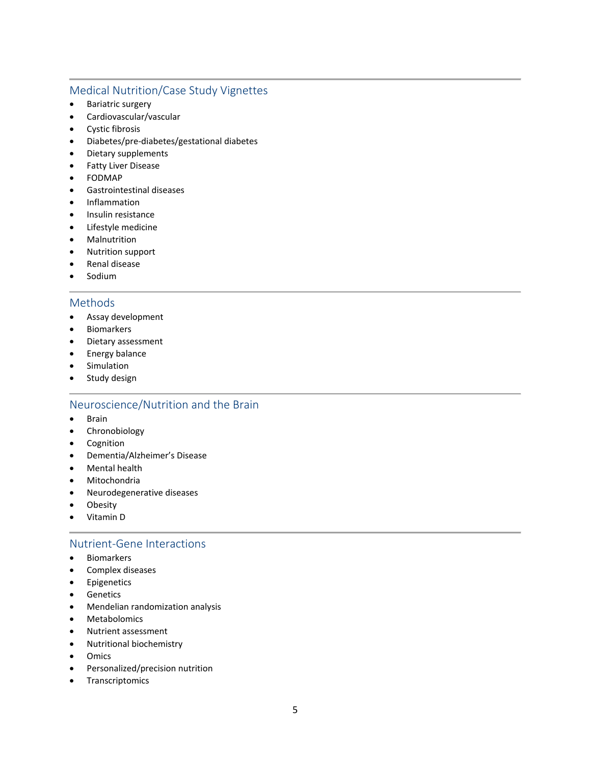## Medical Nutrition/Case Study Vignettes

- Bariatric surgery
- Cardiovascular/vascular
- Cystic fibrosis
- Diabetes/pre-diabetes/gestational diabetes
- Dietary supplements
- Fatty Liver Disease
- FODMAP
- Gastrointestinal diseases
- Inflammation
- Insulin resistance
- Lifestyle medicine
- Malnutrition
- Nutrition support
- Renal disease
- Sodium

## Methods

- Assay development
- Biomarkers
- Dietary assessment
- Energy balance
- Simulation
- Study design

## Neuroscience/Nutrition and the Brain

- Brain
- Chronobiology
- Cognition
- Dementia/Alzheimer's Disease
- Mental health
- Mitochondria
- Neurodegenerative diseases
- Obesity
- Vitamin D

## Nutrient-Gene Interactions

- Biomarkers
- Complex diseases
- Epigenetics
- Genetics
- Mendelian randomization analysis
- Metabolomics
- Nutrient assessment
- Nutritional biochemistry
- Omics
- Personalized/precision nutrition
- Transcriptomics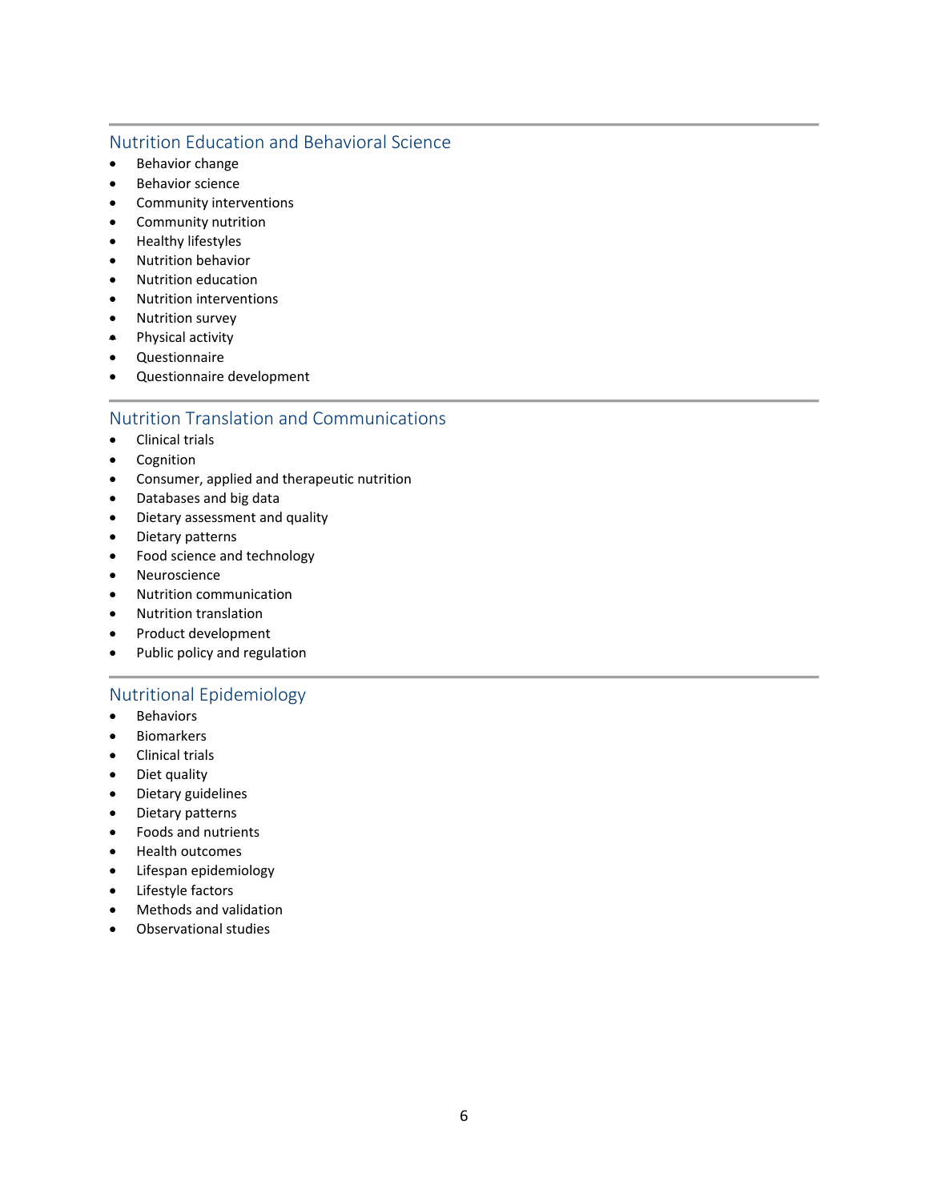## Nutrition Education and Behavioral Science

- Behavior change
- Behavior science
- Community interventions
- Community nutrition
- Healthy lifestyles
- Nutrition behavior
- Nutrition education
- Nutrition interventions
- Nutrition survey
- Physical activity
- Questionnaire
- Questionnaire development

## Nutrition Translation and Communications

- Clinical trials
- Cognition
- Consumer, applied and therapeutic nutrition
- Databases and big data
- Dietary assessment and quality
- Dietary patterns
- Food science and technology
- Neuroscience
- Nutrition communication
- Nutrition translation
- Product development
- Public policy and regulation

## Nutritional Epidemiology

- Behaviors
- Biomarkers
- Clinical trials
- Diet quality
- Dietary guidelines
- Dietary patterns
- Foods and nutrients
- Health outcomes
- Lifespan epidemiology
- Lifestyle factors
- Methods and validation
- Observational studies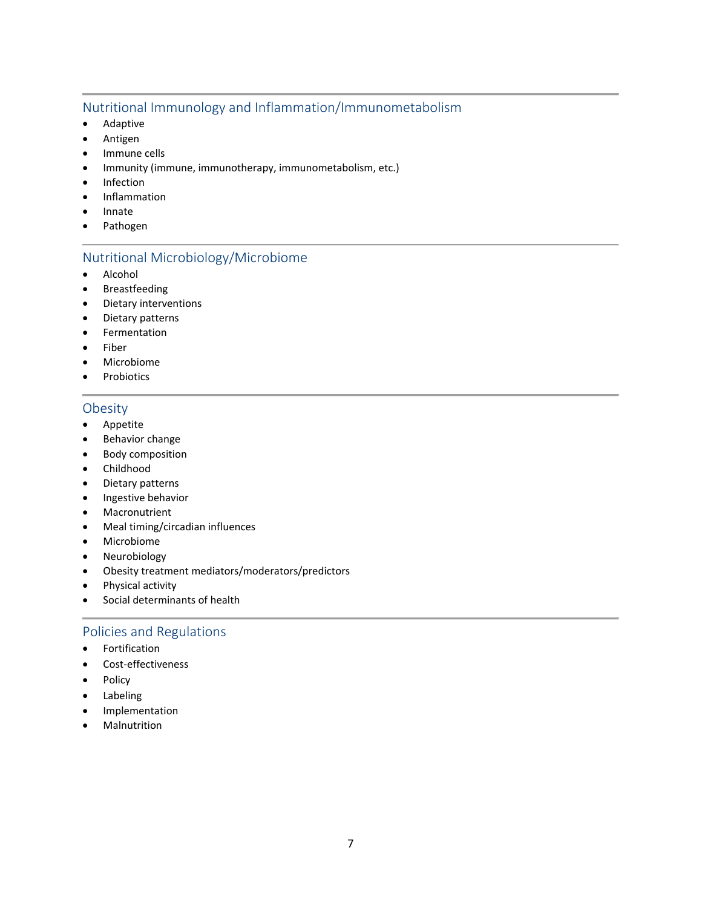## Nutritional Immunology and Inflammation/Immunometabolism

- Adaptive
- Antigen
- Immune cells
- Immunity (immune, immunotherapy, immunometabolism, etc.)
- Infection
- Inflammation
- Innate
- Pathogen

## Nutritional Microbiology/Microbiome

- Alcohol
- Breastfeeding
- Dietary interventions
- Dietary patterns
- Fermentation
- Fiber
- Microbiome
- Probiotics

## Obesity

- Appetite
- Behavior change
- Body composition
- Childhood
- Dietary patterns
- Ingestive behavior
- Macronutrient
- Meal timing/circadian influences
- Microbiome
- Neurobiology
- Obesity treatment mediators/moderators/predictors
- Physical activity
- Social determinants of health

## Policies and Regulations

- Fortification
- Cost-effectiveness
- Policy
- Labeling
- Implementation
- Malnutrition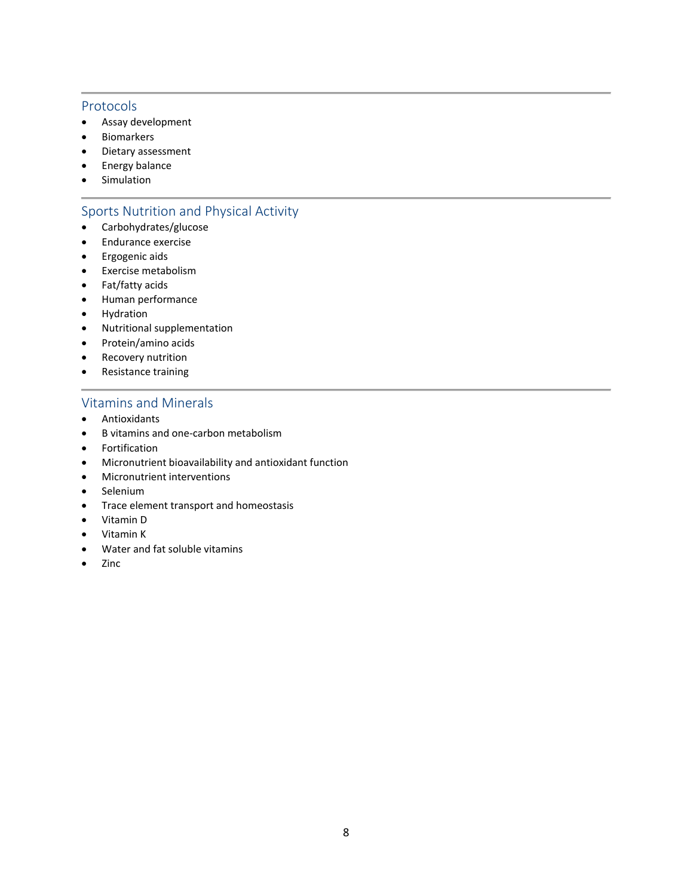## Protocols

- Assay development
- Biomarkers
- Dietary assessment
- Energy balance
- Simulation

## Sports Nutrition and Physical Activity

- Carbohydrates/glucose
- Endurance exercise
- Ergogenic aids
- Exercise metabolism
- Fat/fatty acids
- Human performance
- Hydration
- Nutritional supplementation
- Protein/amino acids
- Recovery nutrition
- Resistance training

## Vitamins and Minerals

- Antioxidants
- B vitamins and one-carbon metabolism
- Fortification
- Micronutrient bioavailability and antioxidant function
- Micronutrient interventions
- Selenium
- Trace element transport and homeostasis
- Vitamin D
- Vitamin K
- Water and fat soluble vitamins
- Zinc